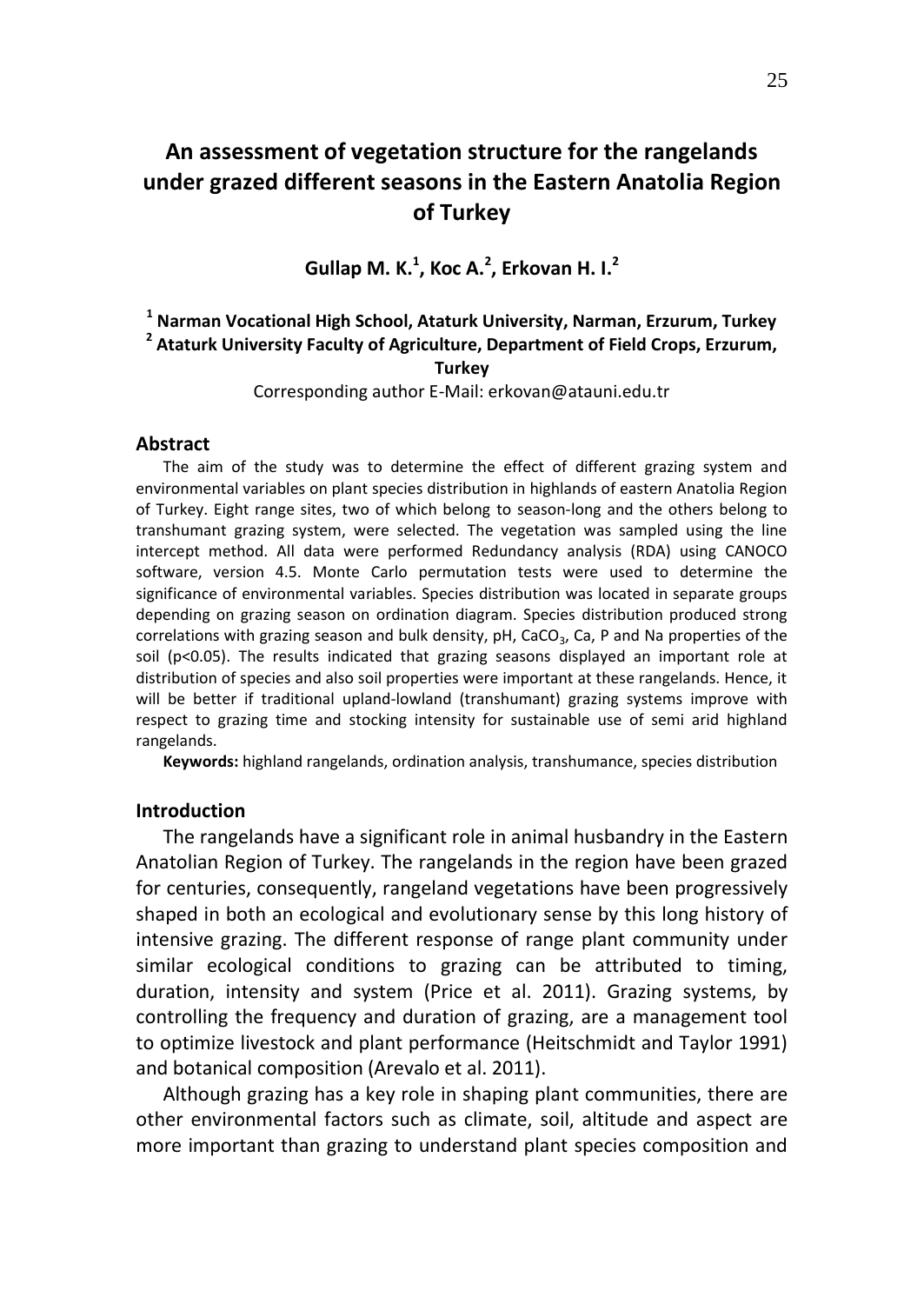# An assessment of vegetation structure for the rangelands under grazed different seasons in the Eastern Anatolia Region of Turkey

**Gullap M. K.[1], Koc A.[2], Erkovan H. I.[2]**

**[1] Narman Vocational High School, Ataturk University, Narman, Erzurum, Turkey**
**[2] Ataturk University Faculty of Agriculture, Department of Field Crops, Erzurum, Turkey**

Corresponding author E-Mail: erkovan@atauni.edu.tr

## Abstract

The aim of the study was to determine the effect of different grazing system and environmental variables on plant species distribution in highlands of eastern Anatolia Region of Turkey. Eight range sites, two of which belong to season-long and the others belong to transhumant grazing system, were selected. The vegetation was sampled using the line intercept method. All data were performed Redundancy analysis (RDA) using CANOCO software, version 4.5. Monte Carlo permutation tests were used to determine the significance of environmental variables. Species distribution was located in separate groups depending on grazing season on ordination diagram. Species distribution produced strong correlations with grazing season and bulk density, pH, $CaCO_3$, Ca, P and Na properties of the soil ($p<0.05$). The results indicated that grazing seasons displayed an important role at distribution of species and also soil properties were important at these rangelands. Hence, it will be better if traditional upland-lowland (transhumant) grazing systems improve with respect to grazing time and stocking intensity for sustainable use of semi arid highland rangelands.

**Keywords:** highland rangelands, ordination analysis, transhumance, species distribution

## Introduction

The rangelands have a significant role in animal husbandry in the Eastern Anatolian Region of Turkey. The rangelands in the region have been grazed for centuries, consequently, rangeland vegetations have been progressively shaped in both an ecological and evolutionary sense by this long history of intensive grazing. The different response of range plant community under similar ecological conditions to grazing can be attributed to timing, duration, intensity and system (Price et al. 2011). Grazing systems, by controlling the frequency and duration of grazing, are a management tool to optimize livestock and plant performance (Heitschmidt and Taylor 1991) and botanical composition (Arevalo et al. 2011).

Although grazing has a key role in shaping plant communities, there are other environmental factors such as climate, soil, altitude and aspect are more important than grazing to understand plant species composition and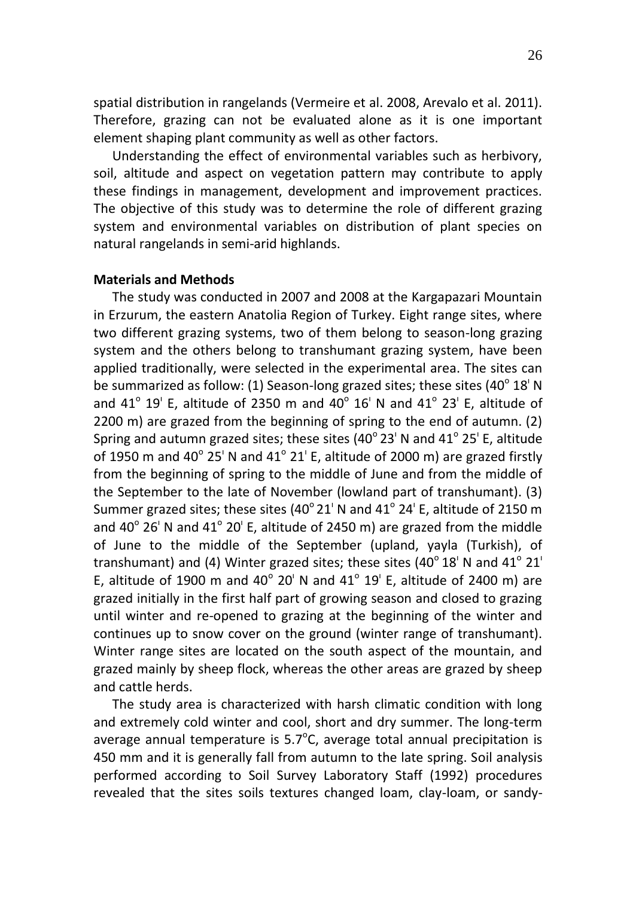spatial distribution in rangelands (Vermeire et al. 2008, Arevalo et al. 2011). Therefore, grazing can not be evaluated alone as it is one important element shaping plant community as well as other factors.

Understanding the effect of environmental variables such as herbivory, soil, altitude and aspect on vegetation pattern may contribute to apply these findings in management, development and improvement practices. The objective of this study was to determine the role of different grazing system and environmental variables on distribution of plant species on natural rangelands in semi-arid highlands.

**Materials and Methods**

The study was conducted in 2007 and 2008 at the Kargapazari Mountain in Erzurum, the eastern Anatolia Region of Turkey. Eight range sites, where two different grazing systems, two of them belong to season-long grazing system and the others belong to transhumant grazing system, have been applied traditionally, were selected in the experimental area. The sites can be summarized as follow: (1) Season-long grazed sites; these sites (40° 18' N and 41° 19' E, altitude of 2350 m and 40° 16' N and 41° 23' E, altitude of 2200 m) are grazed from the beginning of spring to the end of autumn. (2) Spring and autumn grazed sites; these sites (40° 23' N and 41° 25' E, altitude of 1950 m and 40° 25' N and 41° 21' E, altitude of 2000 m) are grazed firstly from the beginning of spring to the middle of June and from the middle of the September to the late of November (lowland part of transhumant). (3) Summer grazed sites; these sites (40° 21' N and 41° 24' E, altitude of 2150 m and 40° 26' N and 41° 20' E, altitude of 2450 m) are grazed from the middle of June to the middle of the September (upland, yayla (Turkish), of transhumant) and (4) Winter grazed sites; these sites (40° 18' N and 41° 21' E, altitude of 1900 m and 40° 20' N and 41° 19' E, altitude of 2400 m) are grazed initially in the first half part of growing season and closed to grazing until winter and re-opened to grazing at the beginning of the winter and continues up to snow cover on the ground (winter range of transhumant). Winter range sites are located on the south aspect of the mountain, and grazed mainly by sheep flock, whereas the other areas are grazed by sheep and cattle herds.

The study area is characterized with harsh climatic condition with long and extremely cold winter and cool, short and dry summer. The long-term average annual temperature is 5.7°C, average total annual precipitation is 450 mm and it is generally fall from autumn to the late spring. Soil analysis performed according to Soil Survey Laboratory Staff (1992) procedures revealed that the sites soils textures changed loam, clay-loam, or sandy-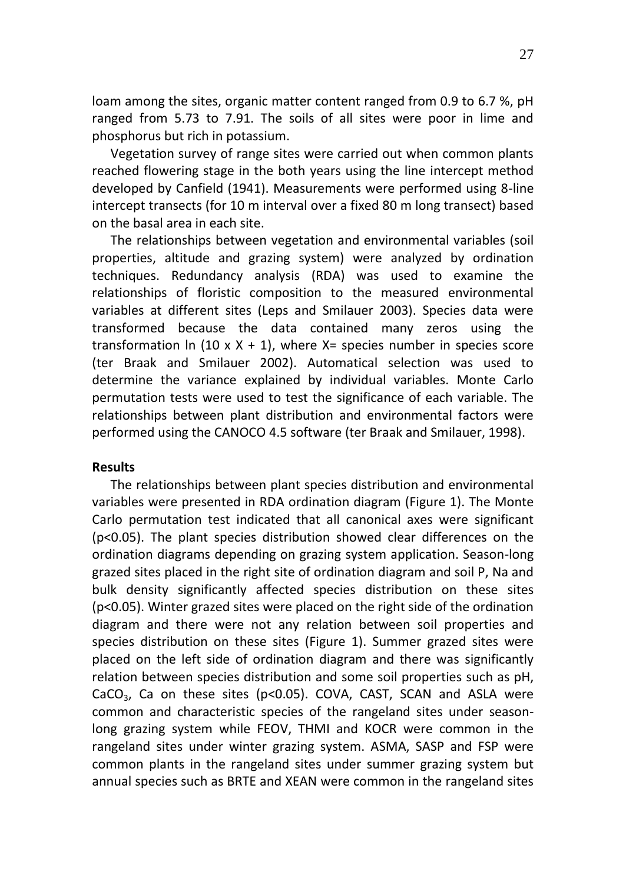loam among the sites, organic matter content ranged from 0.9 to 6.7 %, pH ranged from 5.73 to 7.91. The soils of all sites were poor in lime and phosphorus but rich in potassium.

Vegetation survey of range sites were carried out when common plants reached flowering stage in the both years using the line intercept method developed by Canfield (1941). Measurements were performed using 8-line intercept transects (for 10 m interval over a fixed 80 m long transect) based on the basal area in each site.

The relationships between vegetation and environmental variables (soil properties, altitude and grazing system) were analyzed by ordination techniques. Redundancy analysis (RDA) was used to examine the relationships of floristic composition to the measured environmental variables at different sites (Leps and Smilauer 2003). Species data were transformed because the data contained many zeros using the transformation ln $(10 \times X + 1)$, where X= species number in species score (ter Braak and Smilauer 2002). Automatical selection was used to determine the variance explained by individual variables. Monte Carlo permutation tests were used to test the significance of each variable. The relationships between plant distribution and environmental factors were performed using the CANOCO 4.5 software (ter Braak and Smilauer, 1998).

## Results

The relationships between plant species distribution and environmental variables were presented in RDA ordination diagram (Figure 1). The Monte Carlo permutation test indicated that all canonical axes were significant ($p<0.05$). The plant species distribution showed clear differences on the ordination diagrams depending on grazing system application. Season-long grazed sites placed in the right site of ordination diagram and soil P, Na and bulk density significantly affected species distribution on these sites ($p<0.05$). Winter grazed sites were placed on the right side of the ordination diagram and there were not any relation between soil properties and species distribution on these sites (Figure 1). Summer grazed sites were placed on the left side of ordination diagram and there was significantly relation between species distribution and some soil properties such as pH, $CaCO_3$, Ca on these sites ($p<0.05$). COVA, CAST, SCAN and ASLA were common and characteristic species of the rangeland sites under season-long grazing system while FEOV, THMI and KOCR were common in the rangeland sites under winter grazing system. ASMA, SASP and FSP were common plants in the rangeland sites under summer grazing system but annual species such as BRTE and XEAN were common in the rangeland sites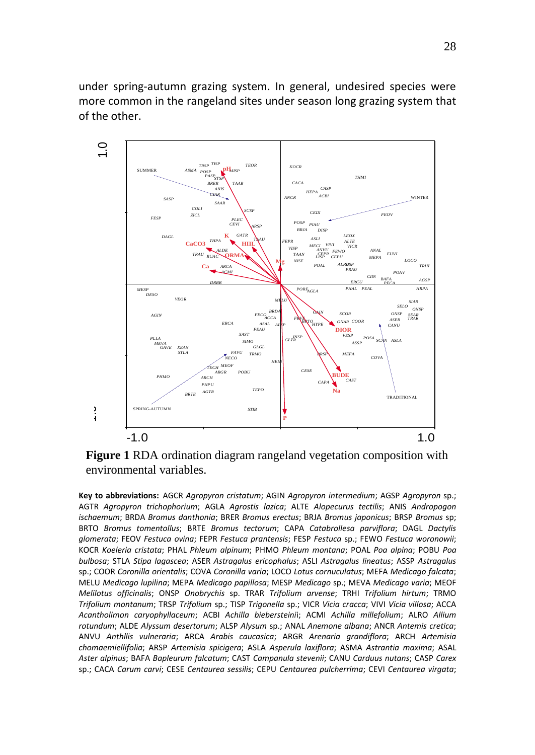under spring-autumn grazing system. In general, undesired species were more common in the rangeland sites under season long grazing system that of the other.

**Figure 1** RDA ordination diagram rangeland vegetation composition with environmental variables.

**Key to abbreviations:** AGCR *Agropyron cristatum*; AGIN *Agropyron intermedium*; AGSP *Agropyron* sp.; AGTR *Agropyron trichophorium*; AGLA *Agrostis lazica*; ALTE *Alopecurus tectilis*; ANIS *Andropogon ischaemum*; BRDA *Bromus danthonia*; BRER *Bromus erectus*; BRJA *Bromus japonicus*; BRSP *Bromus* sp; BRTO *Bromus tomentollus*; BRTE *Bromus tectorum*; CAPA *Catabrollesa parviflora*; DAGL *Dactylis glomerata*; FEOV *Festuca ovina*; FEPR *Festuca prantensis*; FESP *Festuca* sp.; FEWO *Festuca woronowii*; KOCR *Koeleria cristata*; PHAL *Phleum alpinum*; PHMO *Phleum montana*; POAL *Poa alpina*; POBU *Poa bulbosa*; STLA *Stipa lagascea*; ASER *Astragalus ericophalus*; ASLI *Astragalus lineatus*; ASSP *Astragalus* sp.; COOR *Coronilla orientalis*; COVA *Coronilla varia*; LOCO *Lotus cornuculatus*; MEFA *Medicago falcata*; MELU *Medicago lupilina*; MEPA *Medicago papillosa*; MESP *Medicago* sp.; MEVA *Medicago varia*; MEOF *Melilotus officinalis*; ONSP *Onobrychis* sp. TRAR *Trifolium arvense*; TRHI *Trifolium hirtum*; TRMO *Trifolium montanum*; TRSP *Trifolium* sp.; TISP *Trigonella* sp.; VICR *Vicia cracca*; VIVI *Vicia villosa*; ACCA *Acantholimon caryophyllaceum*; ACBI *Achilla biebersteinii*; ACMI *Achilla millefolium*; ALRO *Allium rotundum*; ALDE *Alyssum desertorum*; ALSP *Alysum* sp.; ANAL *Anemone albana*; ANCR *Antemis cretica*; ANVU *Anthllis vulneraria*; ARCA *Arabis caucasica*; ARGR *Arenaria grandiflora*; ARCH *Artemisia chomaemiellifolia*; ARSP *Artemisia spicigera*; ASLA *Asperula laxiflora*; ASMA *Astrantia maxima*; ASAL *Aster alpinus*; BAFA *Bapleurum falcatum*; CAST *Campanula stevenii*; CANU *Carduus nutans*; CASP *Carex* sp.; CACA *Carum carvi*; CESE *Centaurea sessilis*; CEPU *Centaurea pulcherrima*; CEVI *Centaurea virgata*;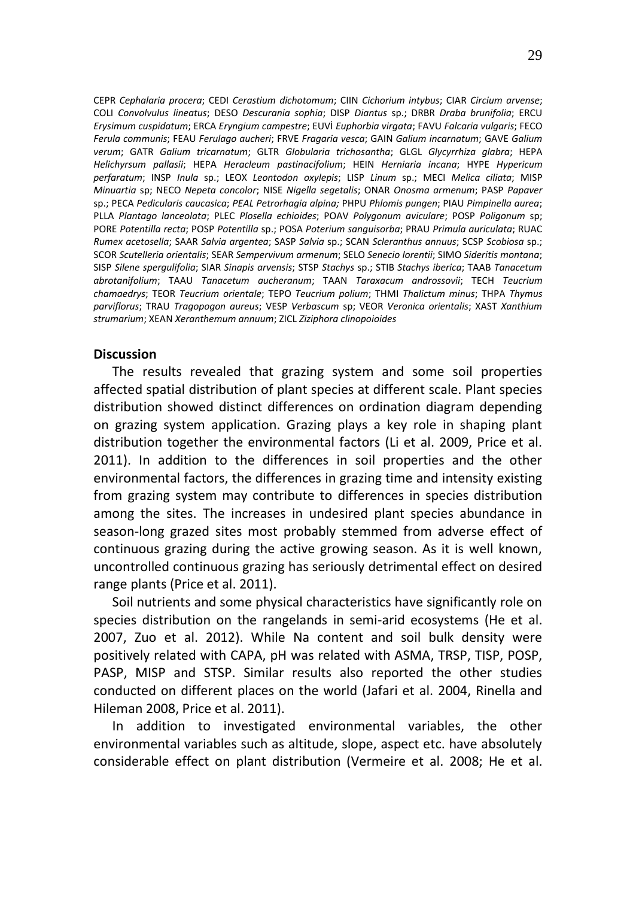CEPR *Cephalaria procera*; CEDI *Cerastium dichotomum*; CIIN *Cichorium intybus*; CIAR *Circium arvense*; COLI *Convolvulus lineatus*; DESO *Descurania sophia*; DISP *Diantus* sp.; DRBR *Draba brunifolia*; ERCU *Erysimum cuspidatum*; ERCA *Eryngium campestre*; EUVİ *Euphorbia virgata*; FAVU *Falcaria vulgaris*; FECO *Ferula communis*; FEAU *Ferulago aucheri*; FRVE *Fragaria vesca*; GAIN *Galium incarnatum*; GAVE *Galium verum*; GATR *Galium tricarnatum*; GLTR *Globularia trichosantha*; GLGL *Glycyrrhiza glabra*; HEPA *Helichyrsum pallasii*; HEPA *Heracleum pastinacifolium*; HEIN *Herniaria incana*; HYPE *Hypericum perfaratum*; INSP *Inula* sp.; LEOX *Leontodon oxylepis*; LISP *Linum* sp.; MECI *Melica ciliata*; MISP *Minuartia* sp; NECO *Nepeta concolor*; NISE *Nigella segetalis*; ONAR *Onosma armenum*; PASP *Papaver* sp.; PECA *Pedicularis caucasica*; *PEAL Petrorhagia alpina;* PHPU *Phlomis pungen*; PIAU *Pimpinella aurea*; PLLA *Plantago lanceolata*; PLEC *Plosella echioides*; POAV *Polygonum aviculare*; POSP *Poligonum* sp; PORE *Potentilla recta*; POSP *Potentilla* sp.; POSA *Poterium sanguisorba*; PRAU *Primula auriculata*; RUAC *Rumex acetosella*; SAAR *Salvia argentea*; SASP *Salvia* sp.; SCAN *Scleranthus annuus*; SCSP *Scobiosa* sp.; SCOR *Scutelleria orientalis*; SEAR *Sempervivum armenum*; SELO *Senecio lorentii*; SIMO *Sideritis montana*; SISP *Silene spergulifolia*; SIAR *Sinapis arvensis*; STSP *Stachys* sp.; STIB *Stachys iberica*; TAAB *Tanacetum abrotanifolium*; TAAU *Tanacetum aucheranum*; TAAN *Taraxacum androssovii*; TECH *Teucrium chamaedrys*; TEOR *Teucrium orientale*; TEPO *Teucrium polium*; THMI *Thalictum minus*; THPA *Thymus parviflorus*; TRAU *Tragopogon aureus*; VESP *Verbascum* sp; VEOR *Veronica orientalis*; XAST *Xanthium strumarium*; XEAN *Xeranthemum annuum*; ZICL *Ziziphora clinopoioides*

## Discussion

The results revealed that grazing system and some soil properties affected spatial distribution of plant species at different scale. Plant species distribution showed distinct differences on ordination diagram depending on grazing system application. Grazing plays a key role in shaping plant distribution together the environmental factors (Li et al. 2009, Price et al. 2011). In addition to the differences in soil properties and the other environmental factors, the differences in grazing time and intensity existing from grazing system may contribute to differences in species distribution among the sites. The increases in undesired plant species abundance in season-long grazed sites most probably stemmed from adverse effect of continuous grazing during the active growing season. As it is well known, uncontrolled continuous grazing has seriously detrimental effect on desired range plants (Price et al. 2011).

Soil nutrients and some physical characteristics have significantly role on species distribution on the rangelands in semi-arid ecosystems (He et al. 2007, Zuo et al. 2012). While Na content and soil bulk density were positively related with CAPA, pH was related with ASMA, TRSP, TISP, POSP, PASP, MISP and STSP. Similar results also reported the other studies conducted on different places on the world (Jafari et al. 2004, Rinella and Hileman 2008, Price et al. 2011).

In addition to investigated environmental variables, the other environmental variables such as altitude, slope, aspect etc. have absolutely considerable effect on plant distribution (Vermeire et al. 2008; He et al.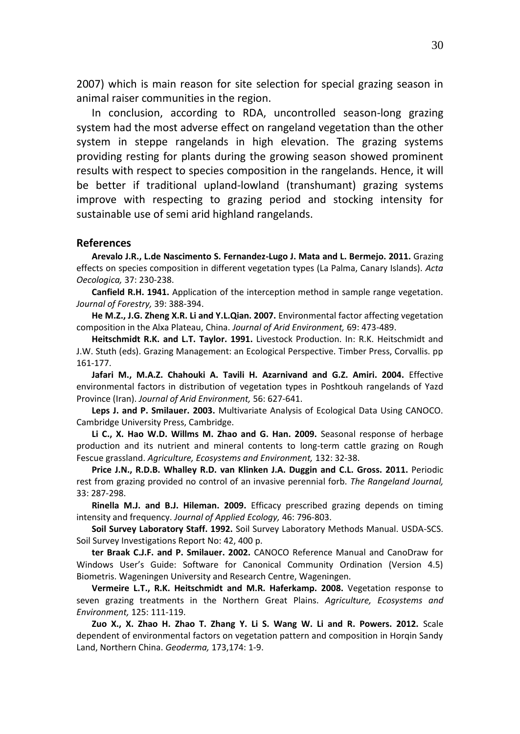2007) which is main reason for site selection for special grazing season in animal raiser communities in the region.

In conclusion, according to RDA, uncontrolled season-long grazing system had the most adverse effect on rangeland vegetation than the other system in steppe rangelands in high elevation. The grazing systems providing resting for plants during the growing season showed prominent results with respect to species composition in the rangelands. Hence, it will be better if traditional upland-lowland (transhumant) grazing systems improve with respecting to grazing period and stocking intensity for sustainable use of semi arid highland rangelands.

## References

**Arevalo J.R., L.de Nascimento S. Fernandez-Lugo J. Mata and L. Bermejo. 2011.** Grazing effects on species composition in different vegetation types (La Palma, Canary Islands). *Acta Oecologica,* 37: 230-238.

**Canfield R.H. 1941.** Application of the interception method in sample range vegetation. *Journal of Forestry,* 39: 388-394.

**He M.Z., J.G. Zheng X.R. Li and Y.L.Qian. 2007.** Environmental factor affecting vegetation composition in the Alxa Plateau, China. *Journal of Arid Environment,* 69: 473-489.

**Heitschmidt R.K. and L.T. Taylor. 1991.** Livestock Production. In: R.K. Heitschmidt and J.W. Stuth (eds). Grazing Management: an Ecological Perspective. Timber Press, Corvallis. pp 161-177.

**Jafari M., M.A.Z. Chahouki A. Tavili H. Azarnivand and G.Z. Amiri. 2004.** Effective environmental factors in distribution of vegetation types in Poshtkouh rangelands of Yazd Province (Iran). *Journal of Arid Environment,* 56: 627-641.

**Leps J. and P. Smilauer. 2003.** Multivariate Analysis of Ecological Data Using CANOCO. Cambridge University Press, Cambridge.

**Li C., X. Hao W.D. Willms M. Zhao and G. Han. 2009.** Seasonal response of herbage production and its nutrient and mineral contents to long-term cattle grazing on Rough Fescue grassland. *Agriculture, Ecosystems and Environment,* 132: 32-38.

**Price J.N., R.D.B. Whalley R.D. van Klinken J.A. Duggin and C.L. Gross. 2011.** Periodic rest from grazing provided no control of an invasive perennial forb. *The Rangeland Journal,* 33: 287-298.

**Rinella M.J. and B.J. Hileman. 2009.** Efficacy prescribed grazing depends on timing intensity and frequency. *Journal of Applied Ecology,* 46: 796-803.

**Soil Survey Laboratory Staff. 1992.** Soil Survey Laboratory Methods Manual. USDA-SCS. Soil Survey Investigations Report No: 42, 400 p.

**ter Braak C.J.F. and P. Smilauer. 2002.** CANOCO Reference Manual and CanoDraw for Windows User's Guide: Software for Canonical Community Ordination (Version 4.5) Biometris. Wageningen University and Research Centre, Wageningen.

**Vermeire L.T., R.K. Heitschmidt and M.R. Haferkamp. 2008.** Vegetation response to seven grazing treatments in the Northern Great Plains. *Agriculture, Ecosystems and Environment,* 125: 111-119.

**Zuo X., X. Zhao H. Zhao T. Zhang Y. Li S. Wang W. Li and R. Powers. 2012.** Scale dependent of environmental factors on vegetation pattern and composition in Horqin Sandy Land, Northern China. *Geoderma,* 173,174: 1-9.